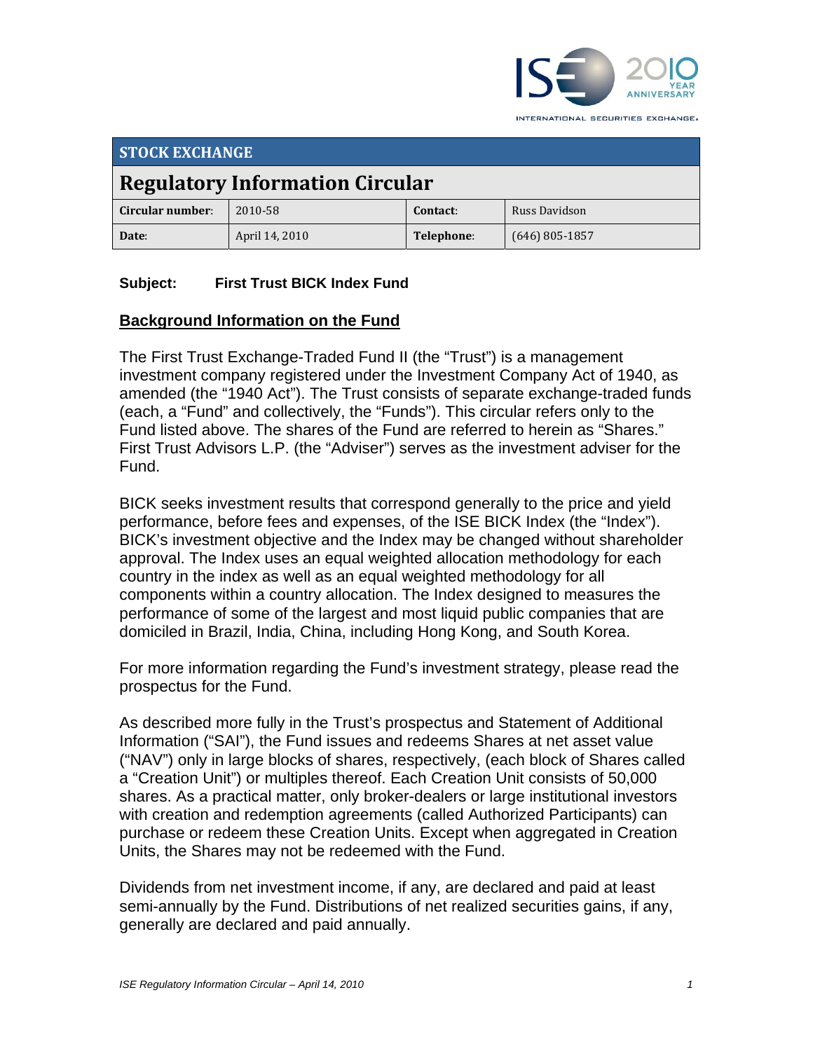ISE 2010 YEAR ANNIVERSARY
INTERNATIONAL SECURITIES EXCHANGE.

**STOCK EXCHANGE**

# Regulatory Information Circular

| **Circular number**: | 2010-58 | **Contact**: | Russ Davidson |
|---|---|---|---|
| **Date**: | April 14, 2010 | **Telephone**: | (646) 805-1857 |

**Subject: First Trust BICK Index Fund**

## Background Information on the Fund

The First Trust Exchange-Traded Fund II (the "Trust") is a management investment company registered under the Investment Company Act of 1940, as amended (the "1940 Act"). The Trust consists of separate exchange-traded funds (each, a "Fund" and collectively, the "Funds"). This circular refers only to the Fund listed above. The shares of the Fund are referred to herein as "Shares." First Trust Advisors L.P. (the "Adviser") serves as the investment adviser for the Fund.

BICK seeks investment results that correspond generally to the price and yield performance, before fees and expenses, of the ISE BICK Index (the "Index"). BICK's investment objective and the Index may be changed without shareholder approval. The Index uses an equal weighted allocation methodology for each country in the index as well as an equal weighted methodology for all components within a country allocation. The Index designed to measures the performance of some of the largest and most liquid public companies that are domiciled in Brazil, India, China, including Hong Kong, and South Korea.

For more information regarding the Fund's investment strategy, please read the prospectus for the Fund.

As described more fully in the Trust's prospectus and Statement of Additional Information ("SAI"), the Fund issues and redeems Shares at net asset value ("NAV") only in large blocks of shares, respectively, (each block of Shares called a "Creation Unit") or multiples thereof. Each Creation Unit consists of 50,000 shares. As a practical matter, only broker-dealers or large institutional investors with creation and redemption agreements (called Authorized Participants) can purchase or redeem these Creation Units. Except when aggregated in Creation Units, the Shares may not be redeemed with the Fund.

Dividends from net investment income, if any, are declared and paid at least semi-annually by the Fund. Distributions of net realized securities gains, if any, generally are declared and paid annually.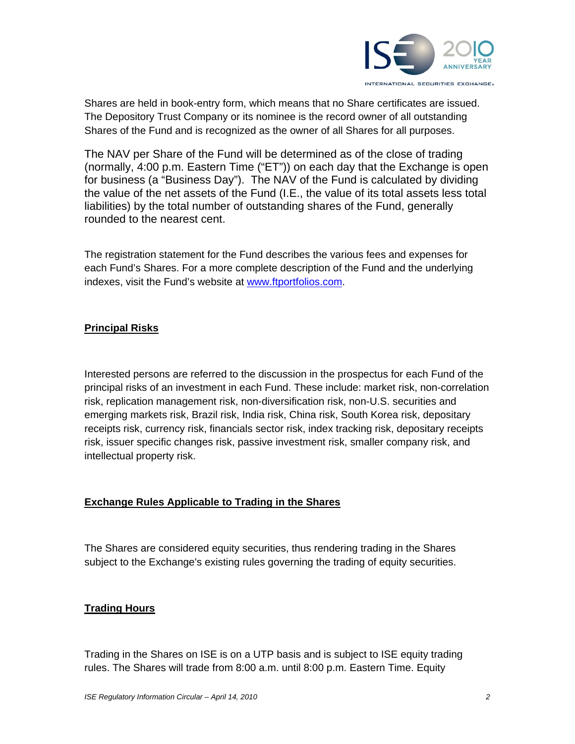Shares are held in book-entry form, which means that no Share certificates are issued. The Depository Trust Company or its nominee is the record owner of all outstanding Shares of the Fund and is recognized as the owner of all Shares for all purposes.

The NAV per Share of the Fund will be determined as of the close of trading (normally, 4:00 p.m. Eastern Time ("ET")) on each day that the Exchange is open for business (a "Business Day"). The NAV of the Fund is calculated by dividing the value of the net assets of the Fund (I.E., the value of its total assets less total liabilities) by the total number of outstanding shares of the Fund, generally rounded to the nearest cent.

The registration statement for the Fund describes the various fees and expenses for each Fund's Shares. For a more complete description of the Fund and the underlying indexes, visit the Fund's website at www.ftportfolios.com.

**Principal Risks**

Interested persons are referred to the discussion in the prospectus for each Fund of the principal risks of an investment in each Fund. These include: market risk, non-correlation risk, replication management risk, non-diversification risk, non-U.S. securities and emerging markets risk, Brazil risk, India risk, China risk, South Korea risk, depositary receipts risk, currency risk, financials sector risk, index tracking risk, depositary receipts risk, issuer specific changes risk, passive investment risk, smaller company risk, and intellectual property risk.

**Exchange Rules Applicable to Trading in the Shares**

The Shares are considered equity securities, thus rendering trading in the Shares subject to the Exchange's existing rules governing the trading of equity securities.

**Trading Hours**

Trading in the Shares on ISE is on a UTP basis and is subject to ISE equity trading rules. The Shares will trade from 8:00 a.m. until 8:00 p.m. Eastern Time. Equity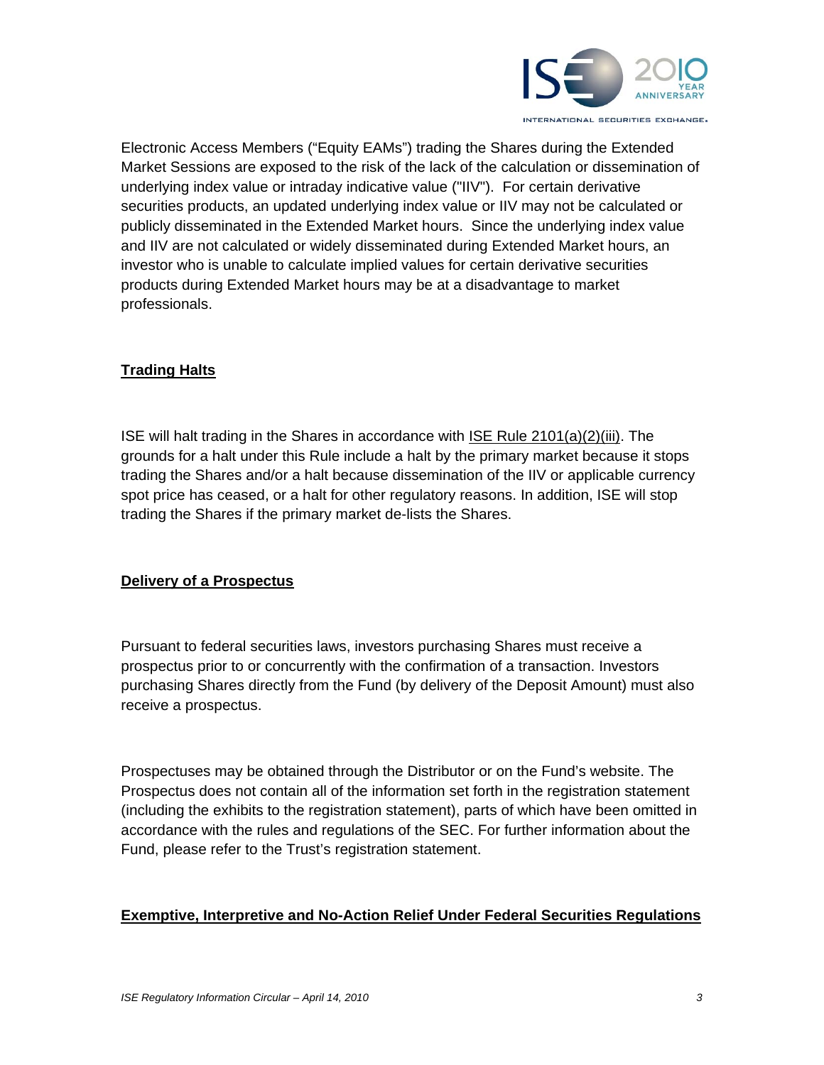Electronic Access Members ("Equity EAMs") trading the Shares during the Extended Market Sessions are exposed to the risk of the lack of the calculation or dissemination of underlying index value or intraday indicative value ("IIV"). For certain derivative securities products, an updated underlying index value or IIV may not be calculated or publicly disseminated in the Extended Market hours. Since the underlying index value and IIV are not calculated or widely disseminated during Extended Market hours, an investor who is unable to calculate implied values for certain derivative securities products during Extended Market hours may be at a disadvantage to market professionals.

## Trading Halts

ISE will halt trading in the Shares in accordance with ISE Rule 2101(a)(2)(iii). The grounds for a halt under this Rule include a halt by the primary market because it stops trading the Shares and/or a halt because dissemination of the IIV or applicable currency spot price has ceased, or a halt for other regulatory reasons. In addition, ISE will stop trading the Shares if the primary market de-lists the Shares.

## Delivery of a Prospectus

Pursuant to federal securities laws, investors purchasing Shares must receive a prospectus prior to or concurrently with the confirmation of a transaction. Investors purchasing Shares directly from the Fund (by delivery of the Deposit Amount) must also receive a prospectus.

Prospectuses may be obtained through the Distributor or on the Fund's website. The Prospectus does not contain all of the information set forth in the registration statement (including the exhibits to the registration statement), parts of which have been omitted in accordance with the rules and regulations of the SEC. For further information about the Fund, please refer to the Trust's registration statement.

## Exemptive, Interpretive and No-Action Relief Under Federal Securities Regulations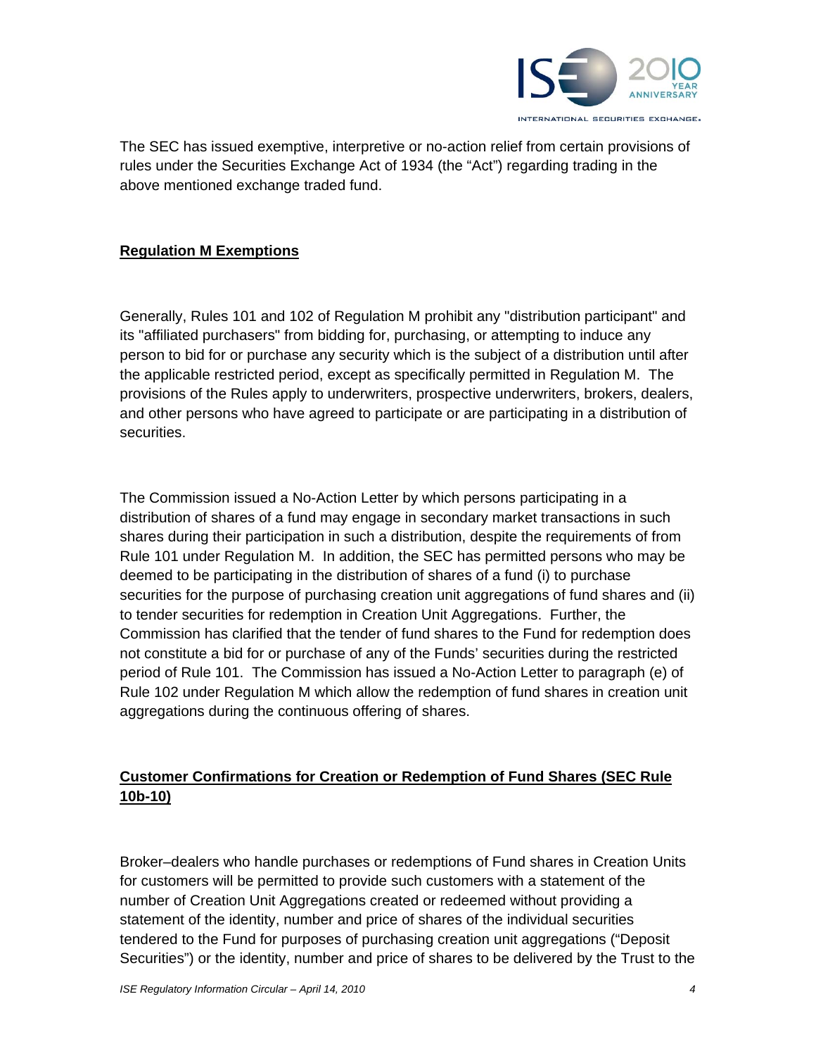The SEC has issued exemptive, interpretive or no-action relief from certain provisions of rules under the Securities Exchange Act of 1934 (the "Act") regarding trading in the above mentioned exchange traded fund.

**Regulation M Exemptions**

Generally, Rules 101 and 102 of Regulation M prohibit any "distribution participant" and its "affiliated purchasers" from bidding for, purchasing, or attempting to induce any person to bid for or purchase any security which is the subject of a distribution until after the applicable restricted period, except as specifically permitted in Regulation M. The provisions of the Rules apply to underwriters, prospective underwriters, brokers, dealers, and other persons who have agreed to participate or are participating in a distribution of securities.

The Commission issued a No-Action Letter by which persons participating in a distribution of shares of a fund may engage in secondary market transactions in such shares during their participation in such a distribution, despite the requirements of from Rule 101 under Regulation M. In addition, the SEC has permitted persons who may be deemed to be participating in the distribution of shares of a fund (i) to purchase securities for the purpose of purchasing creation unit aggregations of fund shares and (ii) to tender securities for redemption in Creation Unit Aggregations. Further, the Commission has clarified that the tender of fund shares to the Fund for redemption does not constitute a bid for or purchase of any of the Funds' securities during the restricted period of Rule 101. The Commission has issued a No-Action Letter to paragraph (e) of Rule 102 under Regulation M which allow the redemption of fund shares in creation unit aggregations during the continuous offering of shares.

**Customer Confirmations for Creation or Redemption of Fund Shares (SEC Rule 10b-10)**

Broker–dealers who handle purchases or redemptions of Fund shares in Creation Units for customers will be permitted to provide such customers with a statement of the number of Creation Unit Aggregations created or redeemed without providing a statement of the identity, number and price of shares of the individual securities tendered to the Fund for purposes of purchasing creation unit aggregations ("Deposit Securities") or the identity, number and price of shares to be delivered by the Trust to the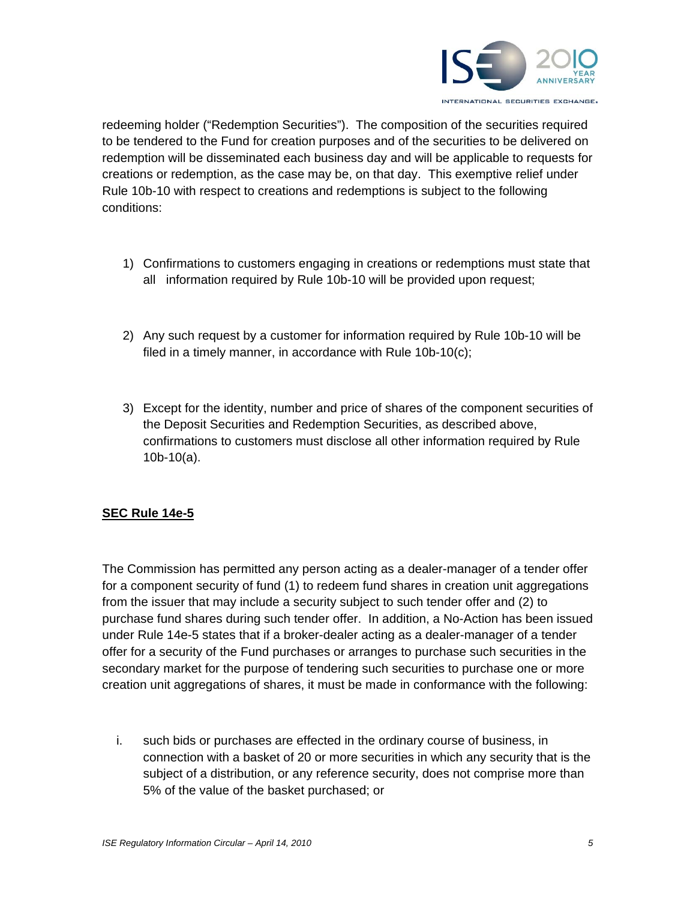redeeming holder ("Redemption Securities"). The composition of the securities required to be tendered to the Fund for creation purposes and of the securities to be delivered on redemption will be disseminated each business day and will be applicable to requests for creations or redemption, as the case may be, on that day. This exemptive relief under Rule 10b-10 with respect to creations and redemptions is subject to the following conditions:

1) Confirmations to customers engaging in creations or redemptions must state that all information required by Rule 10b-10 will be provided upon request;

2) Any such request by a customer for information required by Rule 10b-10 will be filed in a timely manner, in accordance with Rule 10b-10(c);

3) Except for the identity, number and price of shares of the component securities of the Deposit Securities and Redemption Securities, as described above, confirmations to customers must disclose all other information required by Rule 10b-10(a).

**SEC Rule 14e-5**

The Commission has permitted any person acting as a dealer-manager of a tender offer for a component security of fund (1) to redeem fund shares in creation unit aggregations from the issuer that may include a security subject to such tender offer and (2) to purchase fund shares during such tender offer. In addition, a No-Action has been issued under Rule 14e-5 states that if a broker-dealer acting as a dealer-manager of a tender offer for a security of the Fund purchases or arranges to purchase such securities in the secondary market for the purpose of tendering such securities to purchase one or more creation unit aggregations of shares, it must be made in conformance with the following:

i. such bids or purchases are effected in the ordinary course of business, in connection with a basket of 20 or more securities in which any security that is the subject of a distribution, or any reference security, does not comprise more than 5% of the value of the basket purchased; or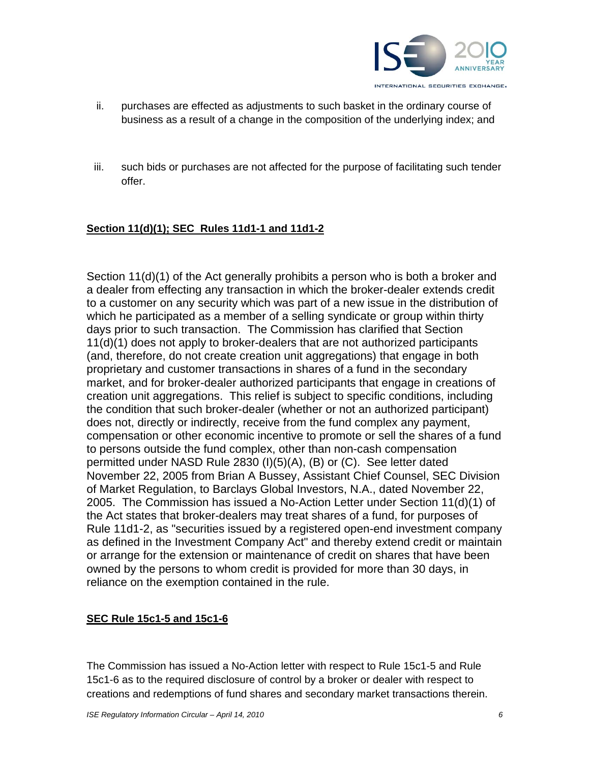ii. purchases are effected as adjustments to such basket in the ordinary course of business as a result of a change in the composition of the underlying index; and

iii. such bids or purchases are not affected for the purpose of facilitating such tender offer.

**Section 11(d)(1); SEC Rules 11d1-1 and 11d1-2**

Section 11(d)(1) of the Act generally prohibits a person who is both a broker and a dealer from effecting any transaction in which the broker-dealer extends credit to a customer on any security which was part of a new issue in the distribution of which he participated as a member of a selling syndicate or group within thirty days prior to such transaction. The Commission has clarified that Section 11(d)(1) does not apply to broker-dealers that are not authorized participants (and, therefore, do not create creation unit aggregations) that engage in both proprietary and customer transactions in shares of a fund in the secondary market, and for broker-dealer authorized participants that engage in creations of creation unit aggregations. This relief is subject to specific conditions, including the condition that such broker-dealer (whether or not an authorized participant) does not, directly or indirectly, receive from the fund complex any payment, compensation or other economic incentive to promote or sell the shares of a fund to persons outside the fund complex, other than non-cash compensation permitted under NASD Rule 2830 (I)(5)(A), (B) or (C). See letter dated November 22, 2005 from Brian A Bussey, Assistant Chief Counsel, SEC Division of Market Regulation, to Barclays Global Investors, N.A., dated November 22, 2005. The Commission has issued a No-Action Letter under Section 11(d)(1) of the Act states that broker-dealers may treat shares of a fund, for purposes of Rule 11d1-2, as "securities issued by a registered open-end investment company as defined in the Investment Company Act" and thereby extend credit or maintain or arrange for the extension or maintenance of credit on shares that have been owned by the persons to whom credit is provided for more than 30 days, in reliance on the exemption contained in the rule.

**SEC Rule 15c1-5 and 15c1-6**

The Commission has issued a No-Action letter with respect to Rule 15c1-5 and Rule 15c1-6 as to the required disclosure of control by a broker or dealer with respect to creations and redemptions of fund shares and secondary market transactions therein.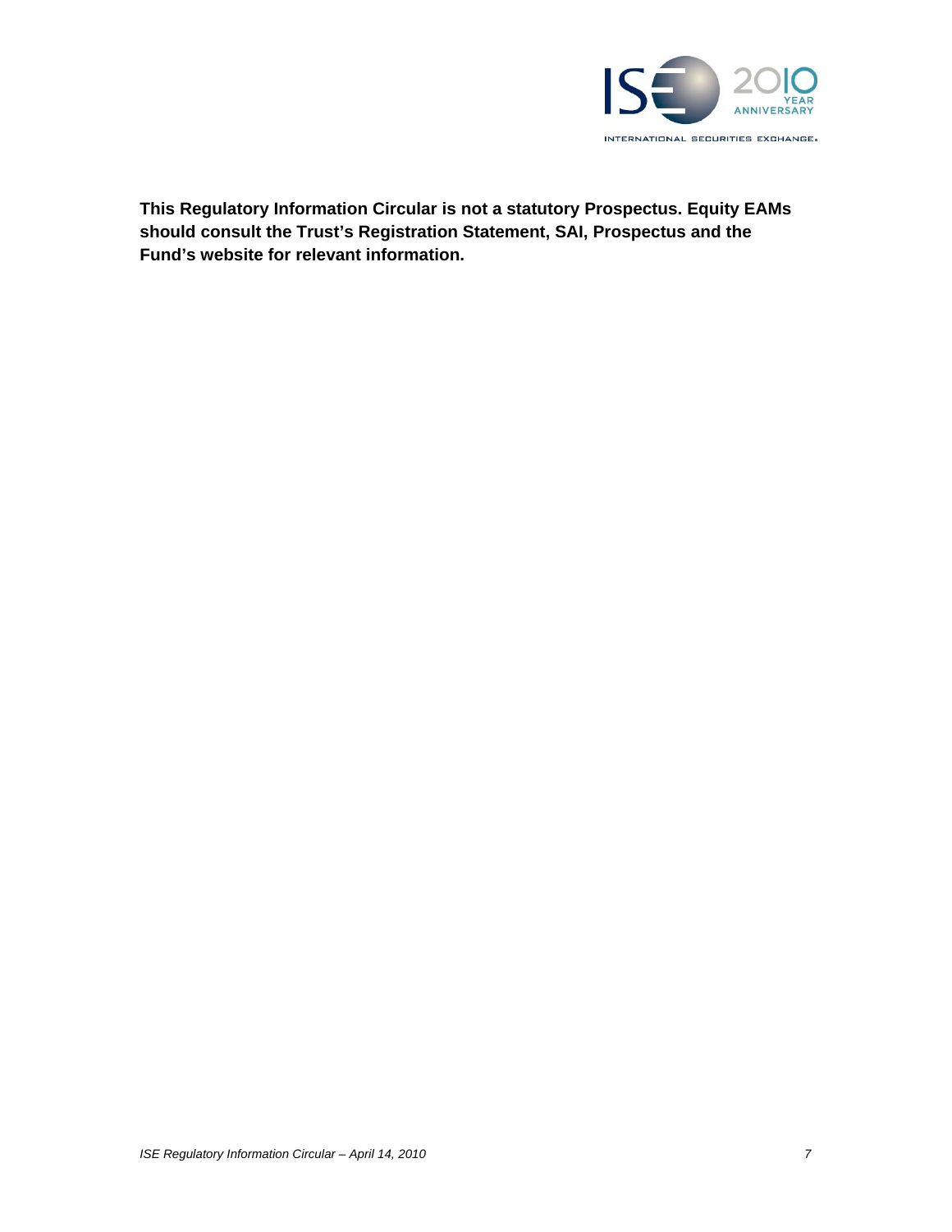**This Regulatory Information Circular is not a statutory Prospectus. Equity EAMs should consult the Trust's Registration Statement, SAI, Prospectus and the Fund's website for relevant information.**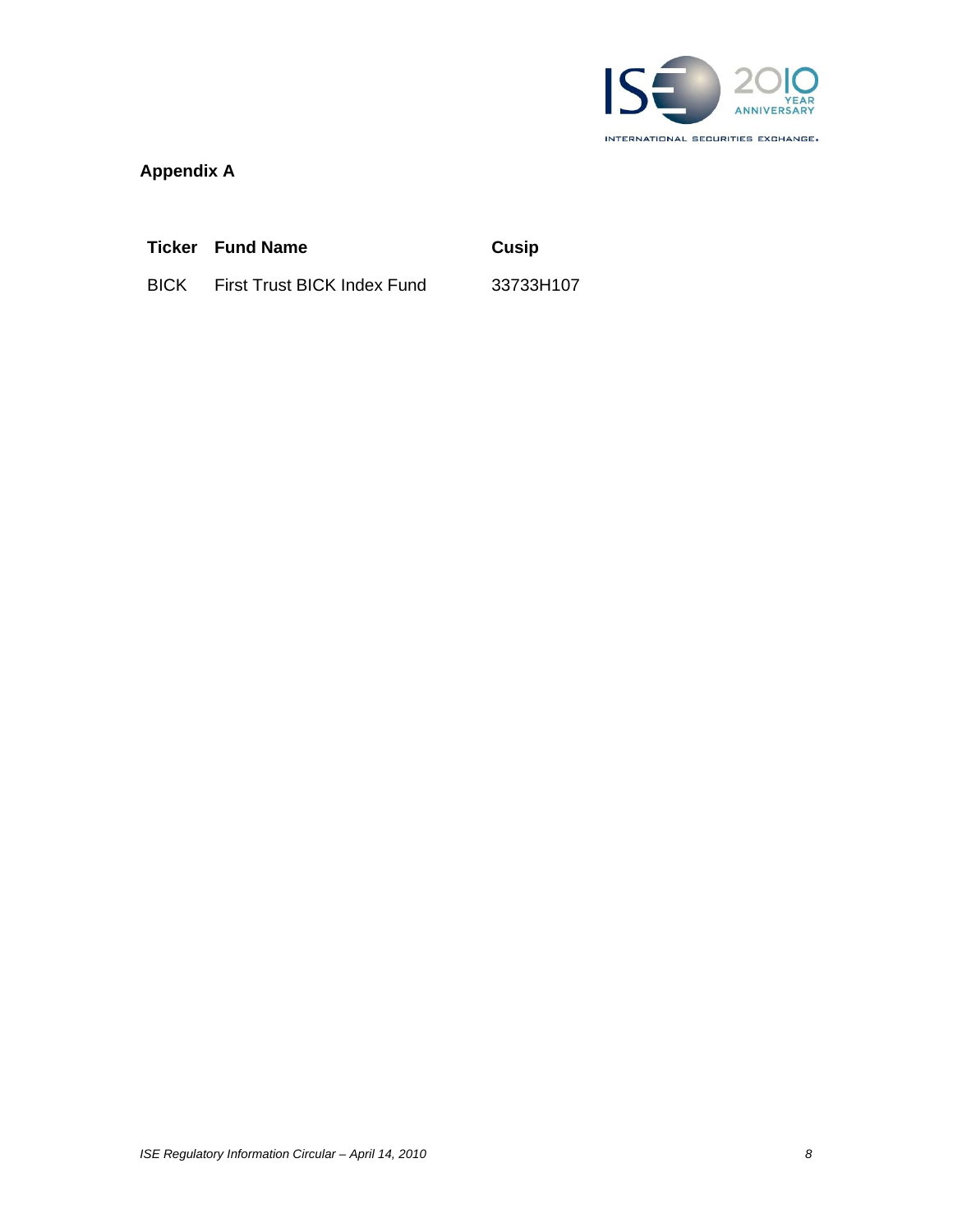## Appendix A

| Ticker | Fund Name | Cusip |
| --- | --- | --- |
| BICK | First Trust BICK Index Fund | 33733H107 |